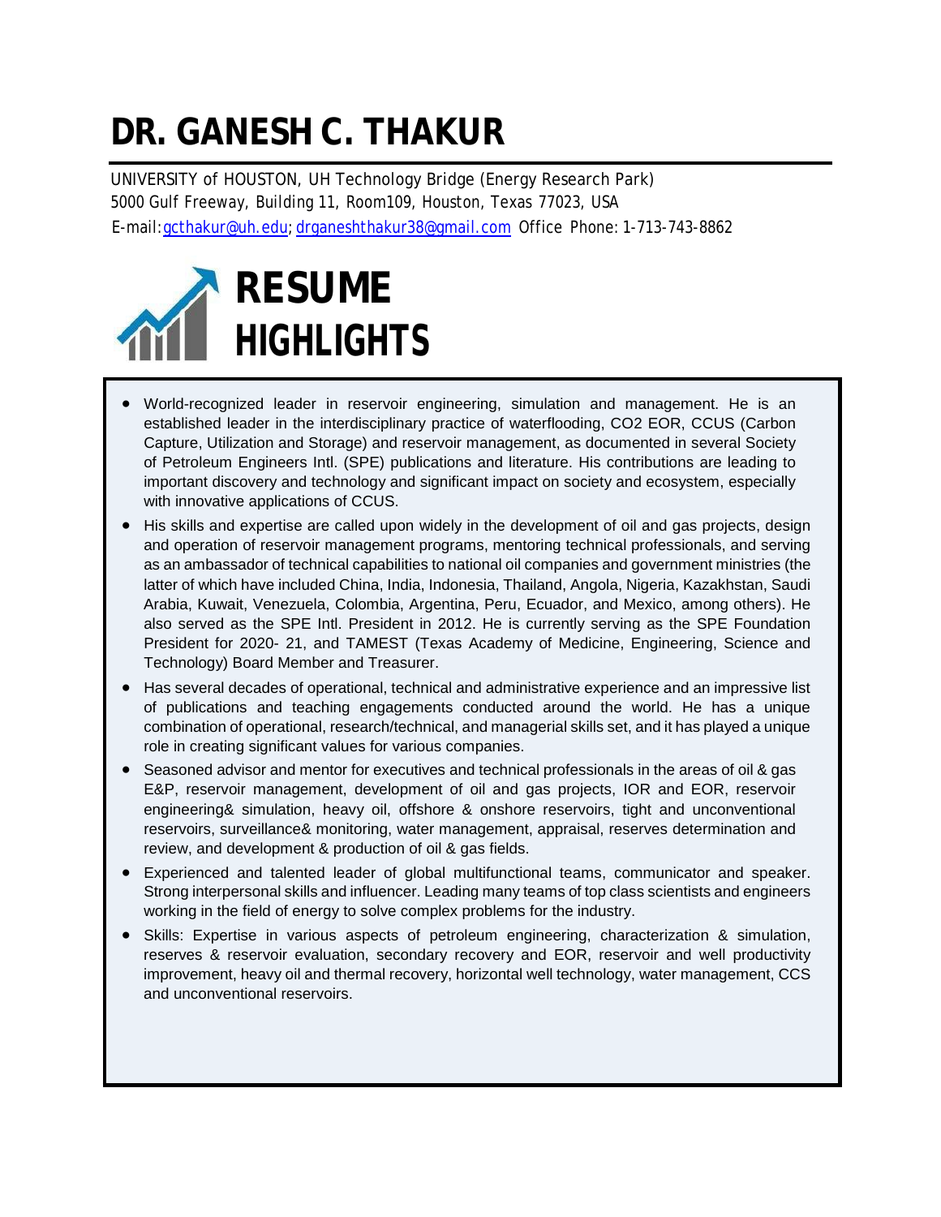# DR. GANESH C. THAKUR

UNIVERSITY of HOUSTON, UH Technology Bridge (Energy Research Park)
5000 Gulf Freeway, Building 11, Room109, Houston, Texas 77023, USA
E-mail:gcthakur@uh.edu; drganeshthakur38@gmail.com Office Phone: 1-713-743-8862

## RESUME HIGHLIGHTS

- World-recognized leader in reservoir engineering, simulation and management. He is an established leader in the interdisciplinary practice of waterflooding, CO2 EOR, CCUS (Carbon Capture, Utilization and Storage) and reservoir management, as documented in several Society of Petroleum Engineers Intl. (SPE) publications and literature. His contributions are leading to important discovery and technology and significant impact on society and ecosystem, especially with innovative applications of CCUS.
- His skills and expertise are called upon widely in the development of oil and gas projects, design and operation of reservoir management programs, mentoring technical professionals, and serving as an ambassador of technical capabilities to national oil companies and government ministries (the latter of which have included China, India, Indonesia, Thailand, Angola, Nigeria, Kazakhstan, Saudi Arabia, Kuwait, Venezuela, Colombia, Argentina, Peru, Ecuador, and Mexico, among others). He also served as the SPE Intl. President in 2012. He is currently serving as the SPE Foundation President for 2020- 21, and TAMEST (Texas Academy of Medicine, Engineering, Science and Technology) Board Member and Treasurer.
- Has several decades of operational, technical and administrative experience and an impressive list of publications and teaching engagements conducted around the world. He has a unique combination of operational, research/technical, and managerial skills set, and it has played a unique role in creating significant values for various companies.
- Seasoned advisor and mentor for executives and technical professionals in the areas of oil & gas E&P, reservoir management, development of oil and gas projects, IOR and EOR, reservoir engineering& simulation, heavy oil, offshore & onshore reservoirs, tight and unconventional reservoirs, surveillance& monitoring, water management, appraisal, reserves determination and review, and development & production of oil & gas fields.
- Experienced and talented leader of global multifunctional teams, communicator and speaker. Strong interpersonal skills and influencer. Leading many teams of top class scientists and engineers working in the field of energy to solve complex problems for the industry.
- Skills: Expertise in various aspects of petroleum engineering, characterization & simulation, reserves & reservoir evaluation, secondary recovery and EOR, reservoir and well productivity improvement, heavy oil and thermal recovery, horizontal well technology, water management, CCS and unconventional reservoirs.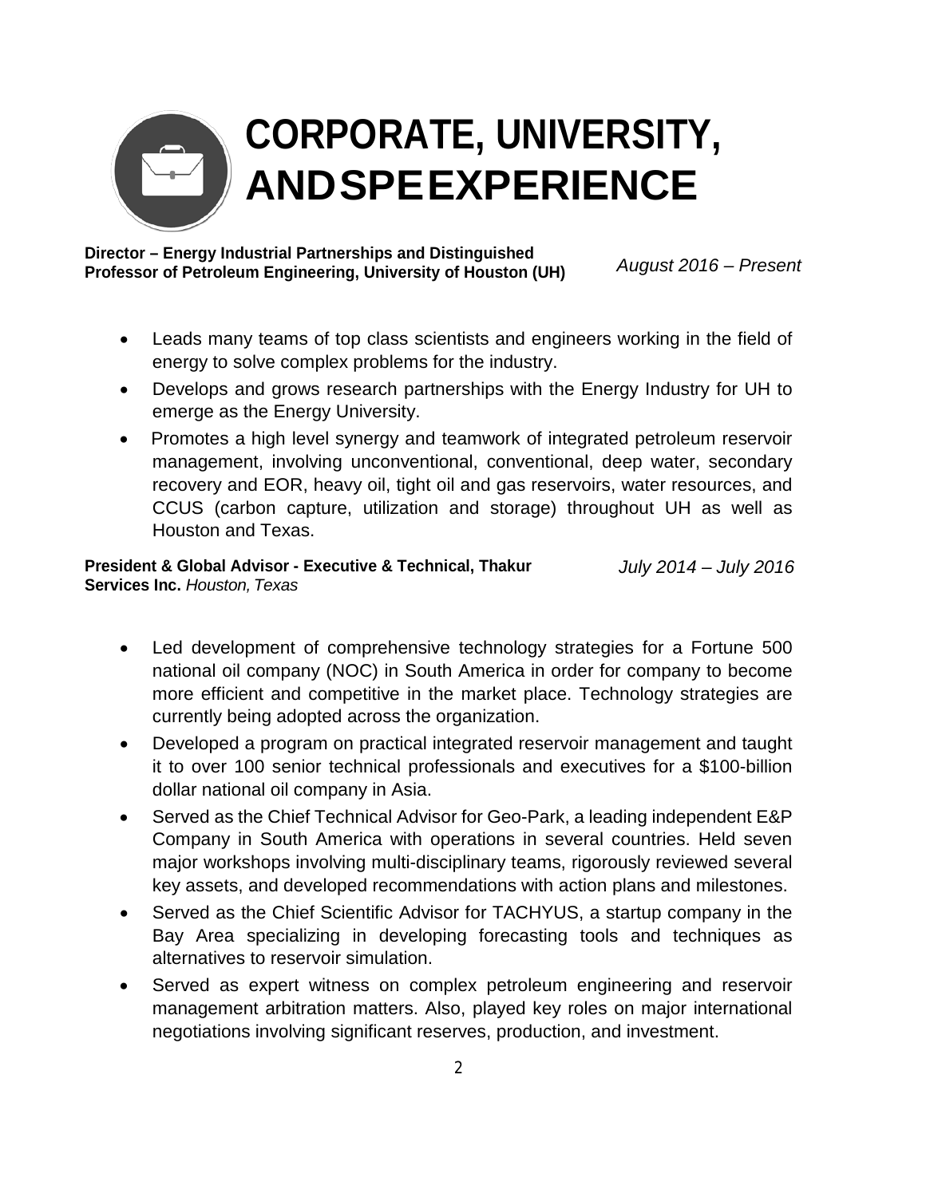# CORPORATE, UNIVERSITY, AND SPE EXPERIENCE

**Director – Energy Industrial Partnerships and Distinguished Professor of Petroleum Engineering, University of Houston (UH)** *August 2016 – Present*

- Leads many teams of top class scientists and engineers working in the field of energy to solve complex problems for the industry.
- Develops and grows research partnerships with the Energy Industry for UH to emerge as the Energy University.
- Promotes a high level synergy and teamwork of integrated petroleum reservoir management, involving unconventional, conventional, deep water, secondary recovery and EOR, heavy oil, tight oil and gas reservoirs, water resources, and CCUS (carbon capture, utilization and storage) throughout UH as well as Houston and Texas.

**President & Global Advisor - Executive & Technical, Thakur Services Inc.** *Houston, Texas* *July 2014 – July 2016*

- Led development of comprehensive technology strategies for a Fortune 500 national oil company (NOC) in South America in order for company to become more efficient and competitive in the market place. Technology strategies are currently being adopted across the organization.
- Developed a program on practical integrated reservoir management and taught it to over 100 senior technical professionals and executives for a $100-billion dollar national oil company in Asia.
- Served as the Chief Technical Advisor for Geo-Park, a leading independent E&P Company in South America with operations in several countries. Held seven major workshops involving multi-disciplinary teams, rigorously reviewed several key assets, and developed recommendations with action plans and milestones.
- Served as the Chief Scientific Advisor for TACHYUS, a startup company in the Bay Area specializing in developing forecasting tools and techniques as alternatives to reservoir simulation.
- Served as expert witness on complex petroleum engineering and reservoir management arbitration matters. Also, played key roles on major international negotiations involving significant reserves, production, and investment.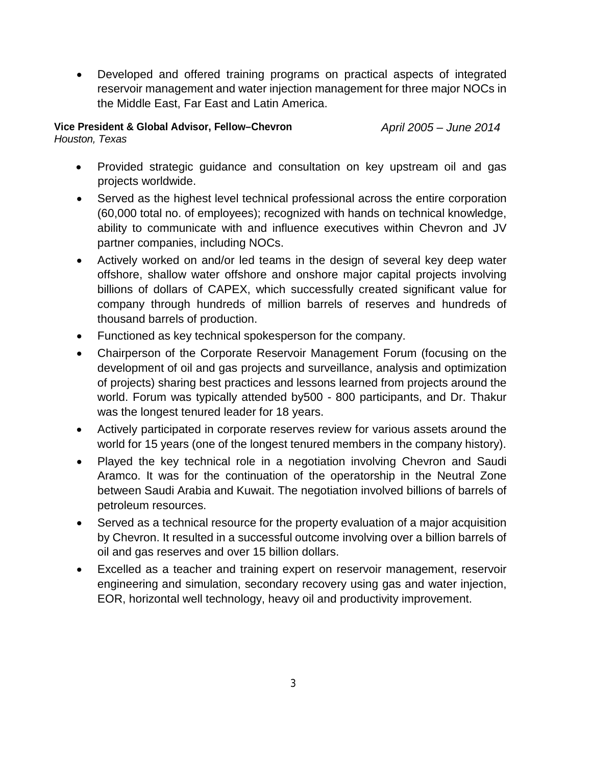- Developed and offered training programs on practical aspects of integrated reservoir management and water injection management for three major NOCs in the Middle East, Far East and Latin America.

**Vice President & Global Advisor, Fellow–Chevron** *April 2005 – June 2014*
*Houston, Texas*

- Provided strategic guidance and consultation on key upstream oil and gas projects worldwide.
- Served as the highest level technical professional across the entire corporation (60,000 total no. of employees); recognized with hands on technical knowledge, ability to communicate with and influence executives within Chevron and JV partner companies, including NOCs.
- Actively worked on and/or led teams in the design of several key deep water offshore, shallow water offshore and onshore major capital projects involving billions of dollars of CAPEX, which successfully created significant value for company through hundreds of million barrels of reserves and hundreds of thousand barrels of production.
- Functioned as key technical spokesperson for the company.
- Chairperson of the Corporate Reservoir Management Forum (focusing on the development of oil and gas projects and surveillance, analysis and optimization of projects) sharing best practices and lessons learned from projects around the world. Forum was typically attended by500 - 800 participants, and Dr. Thakur was the longest tenured leader for 18 years.
- Actively participated in corporate reserves review for various assets around the world for 15 years (one of the longest tenured members in the company history).
- Played the key technical role in a negotiation involving Chevron and Saudi Aramco. It was for the continuation of the operatorship in the Neutral Zone between Saudi Arabia and Kuwait. The negotiation involved billions of barrels of petroleum resources.
- Served as a technical resource for the property evaluation of a major acquisition by Chevron. It resulted in a successful outcome involving over a billion barrels of oil and gas reserves and over 15 billion dollars.
- Excelled as a teacher and training expert on reservoir management, reservoir engineering and simulation, secondary recovery using gas and water injection, EOR, horizontal well technology, heavy oil and productivity improvement.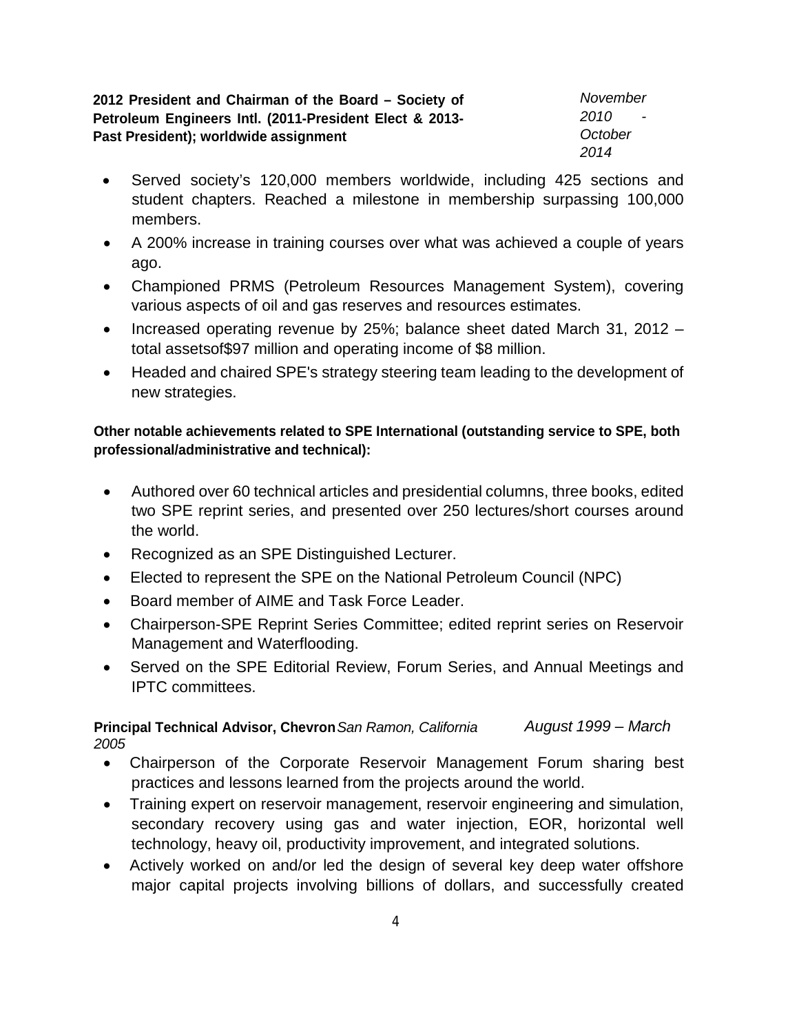**2012 President and Chairman of the Board – Society of Petroleum Engineers Intl. (2011-President Elect & 2013-Past President); worldwide assignment** *November 2010 - October 2014*

- Served society's 120,000 members worldwide, including 425 sections and student chapters. Reached a milestone in membership surpassing 100,000 members.
- A 200% increase in training courses over what was achieved a couple of years ago.
- Championed PRMS (Petroleum Resources Management System), covering various aspects of oil and gas reserves and resources estimates.
- Increased operating revenue by 25%; balance sheet dated March 31, 2012 – total assetsof$97 million and operating income of $8 million.
- Headed and chaired SPE's strategy steering team leading to the development of new strategies.

**Other notable achievements related to SPE International (outstanding service to SPE, both professional/administrative and technical):**

- Authored over 60 technical articles and presidential columns, three books, edited two SPE reprint series, and presented over 250 lectures/short courses around the world.
- Recognized as an SPE Distinguished Lecturer.
- Elected to represent the SPE on the National Petroleum Council (NPC)
- Board member of AIME and Task Force Leader.
- Chairperson-SPE Reprint Series Committee; edited reprint series on Reservoir Management and Waterflooding.
- Served on the SPE Editorial Review, Forum Series, and Annual Meetings and IPTC committees.

**Principal Technical Advisor, Chevron** *San Ramon, California* *August 1999 – March 2005*

- Chairperson of the Corporate Reservoir Management Forum sharing best practices and lessons learned from the projects around the world.
- Training expert on reservoir management, reservoir engineering and simulation, secondary recovery using gas and water injection, EOR, horizontal well technology, heavy oil, productivity improvement, and integrated solutions.
- Actively worked on and/or led the design of several key deep water offshore major capital projects involving billions of dollars, and successfully created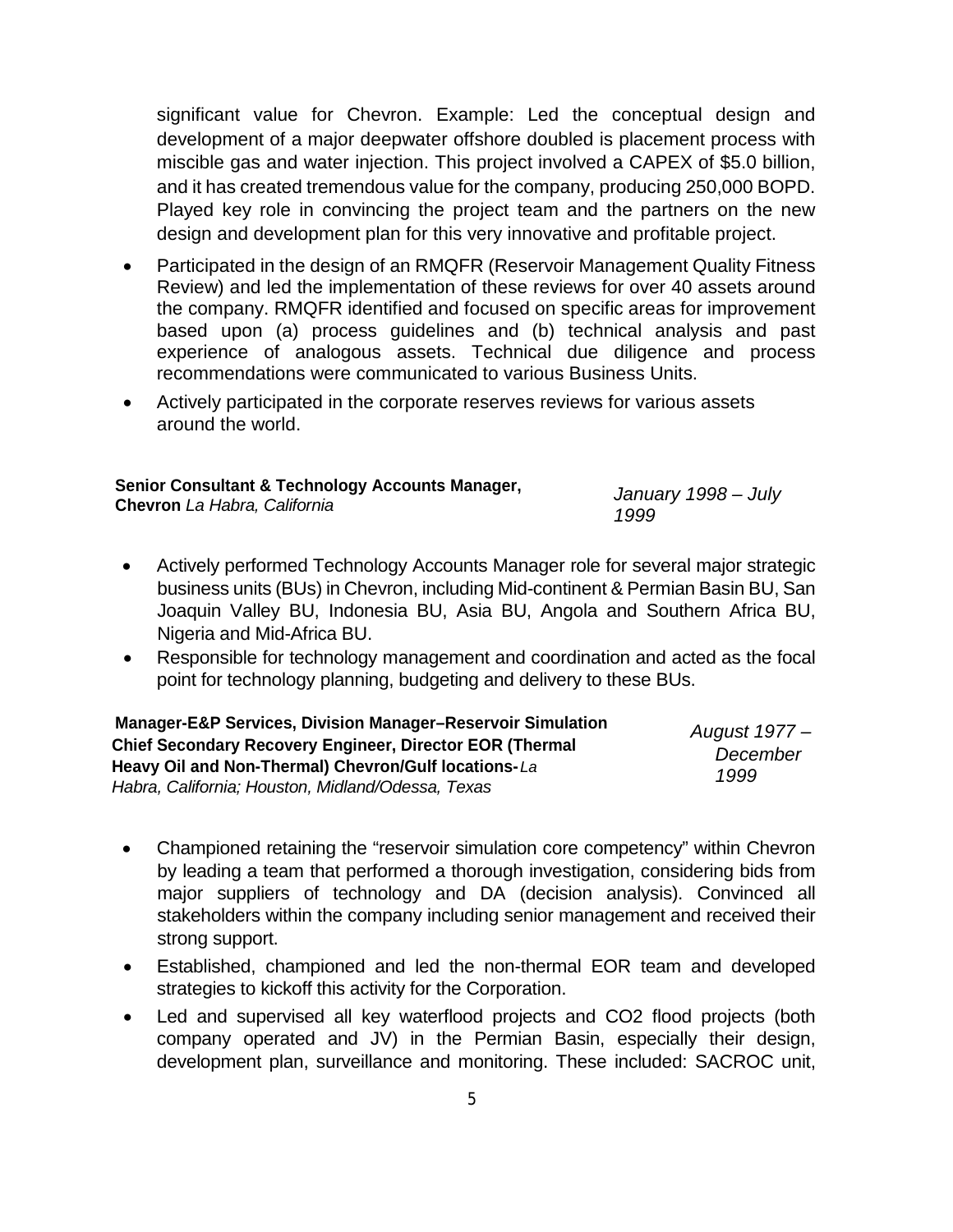significant value for Chevron. Example: Led the conceptual design and development of a major deepwater offshore doubled is placement process with miscible gas and water injection. This project involved a CAPEX of $5.0 billion, and it has created tremendous value for the company, producing 250,000 BOPD. Played key role in convincing the project team and the partners on the new design and development plan for this very innovative and profitable project.

- Participated in the design of an RMQFR (Reservoir Management Quality Fitness Review) and led the implementation of these reviews for over 40 assets around the company. RMQFR identified and focused on specific areas for improvement based upon (a) process guidelines and (b) technical analysis and past experience of analogous assets. Technical due diligence and process recommendations were communicated to various Business Units.
- Actively participated in the corporate reserves reviews for various assets around the world.

**Senior Consultant & Technology Accounts Manager, Chevron** *La Habra, California* — *January 1998 – July 1999*

- Actively performed Technology Accounts Manager role for several major strategic business units (BUs) in Chevron, including Mid-continent & Permian Basin BU, San Joaquin Valley BU, Indonesia BU, Asia BU, Angola and Southern Africa BU, Nigeria and Mid-Africa BU.
- Responsible for technology management and coordination and acted as the focal point for technology planning, budgeting and delivery to these BUs.

**Manager-E&P Services, Division Manager–Reservoir Simulation Chief Secondary Recovery Engineer, Director EOR (Thermal Heavy Oil and Non-Thermal) Chevron/Gulf locations-** *La Habra, California; Houston, Midland/Odessa, Texas* — *August 1977 – December 1999*

- Championed retaining the "reservoir simulation core competency" within Chevron by leading a team that performed a thorough investigation, considering bids from major suppliers of technology and DA (decision analysis). Convinced all stakeholders within the company including senior management and received their strong support.
- Established, championed and led the non-thermal EOR team and developed strategies to kickoff this activity for the Corporation.
- Led and supervised all key waterflood projects and CO2 flood projects (both company operated and JV) in the Permian Basin, especially their design, development plan, surveillance and monitoring. These included: SACROC unit,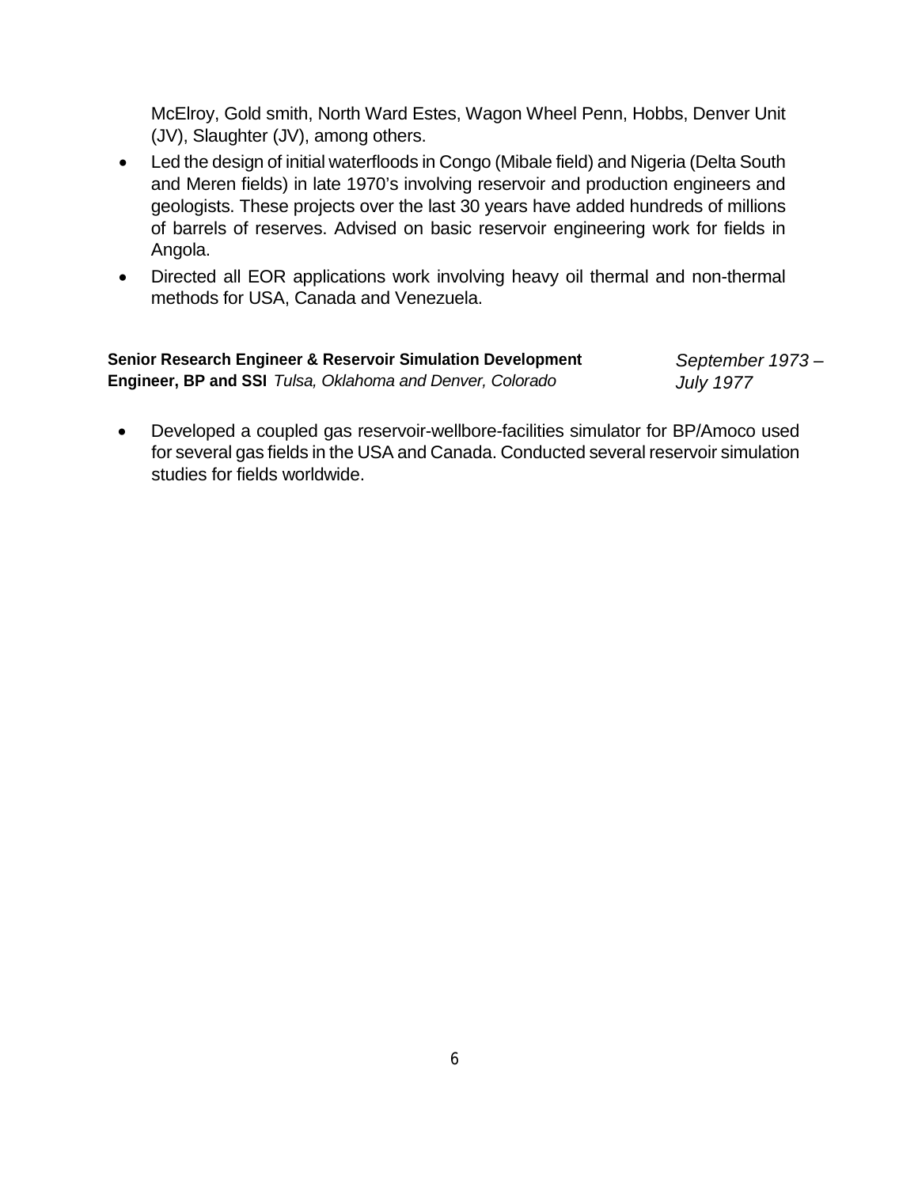McElroy, Gold smith, North Ward Estes, Wagon Wheel Penn, Hobbs, Denver Unit (JV), Slaughter (JV), among others.

- Led the design of initial waterfloods in Congo (Mibale field) and Nigeria (Delta South and Meren fields) in late 1970's involving reservoir and production engineers and geologists. These projects over the last 30 years have added hundreds of millions of barrels of reserves. Advised on basic reservoir engineering work for fields in Angola.
- Directed all EOR applications work involving heavy oil thermal and non-thermal methods for USA, Canada and Venezuela.

**Senior Research Engineer & Reservoir Simulation Development Engineer, BP and SSI** *Tulsa, Oklahoma and Denver, Colorado* *September 1973 – July 1977*

- Developed a coupled gas reservoir-wellbore-facilities simulator for BP/Amoco used for several gas fields in the USA and Canada. Conducted several reservoir simulation studies for fields worldwide.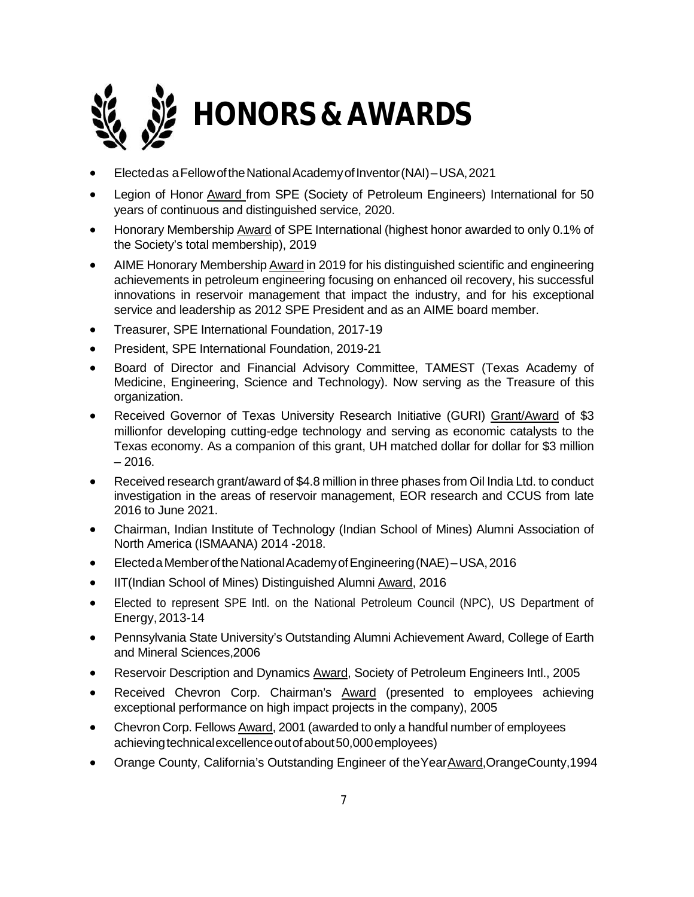# HONORS & AWARDS

- Elected as a Fellow of the National Academy of Inventor (NAI) – USA, 2021
- Legion of Honor Award from SPE (Society of Petroleum Engineers) International for 50 years of continuous and distinguished service, 2020.
- Honorary Membership Award of SPE International (highest honor awarded to only 0.1% of the Society's total membership), 2019
- AIME Honorary Membership Award in 2019 for his distinguished scientific and engineering achievements in petroleum engineering focusing on enhanced oil recovery, his successful innovations in reservoir management that impact the industry, and for his exceptional service and leadership as 2012 SPE President and as an AIME board member.
- Treasurer, SPE International Foundation, 2017-19
- President, SPE International Foundation, 2019-21
- Board of Director and Financial Advisory Committee, TAMEST (Texas Academy of Medicine, Engineering, Science and Technology). Now serving as the Treasure of this organization.
- Received Governor of Texas University Research Initiative (GURI) Grant/Award of $3 millionfor developing cutting-edge technology and serving as economic catalysts to the Texas economy. As a companion of this grant, UH matched dollar for dollar for $3 million – 2016.
- Received research grant/award of $4.8 million in three phases from Oil India Ltd. to conduct investigation in the areas of reservoir management, EOR research and CCUS from late 2016 to June 2021.
- Chairman, Indian Institute of Technology (Indian School of Mines) Alumni Association of North America (ISMAANA) 2014 -2018.
- Elected a Member of the National Academy of Engineering (NAE) – USA, 2016
- IIT(Indian School of Mines) Distinguished Alumni Award, 2016
- Elected to represent SPE Intl. on the National Petroleum Council (NPC), US Department of Energy, 2013-14
- Pennsylvania State University's Outstanding Alumni Achievement Award, College of Earth and Mineral Sciences,2006
- Reservoir Description and Dynamics Award, Society of Petroleum Engineers Intl., 2005
- Received Chevron Corp. Chairman's Award (presented to employees achieving exceptional performance on high impact projects in the company), 2005
- Chevron Corp. Fellows Award, 2001 (awarded to only a handful number of employees achieving technical excellence out of about 50,000 employees)
- Orange County, California's Outstanding Engineer of the Year Award, Orange County, 1994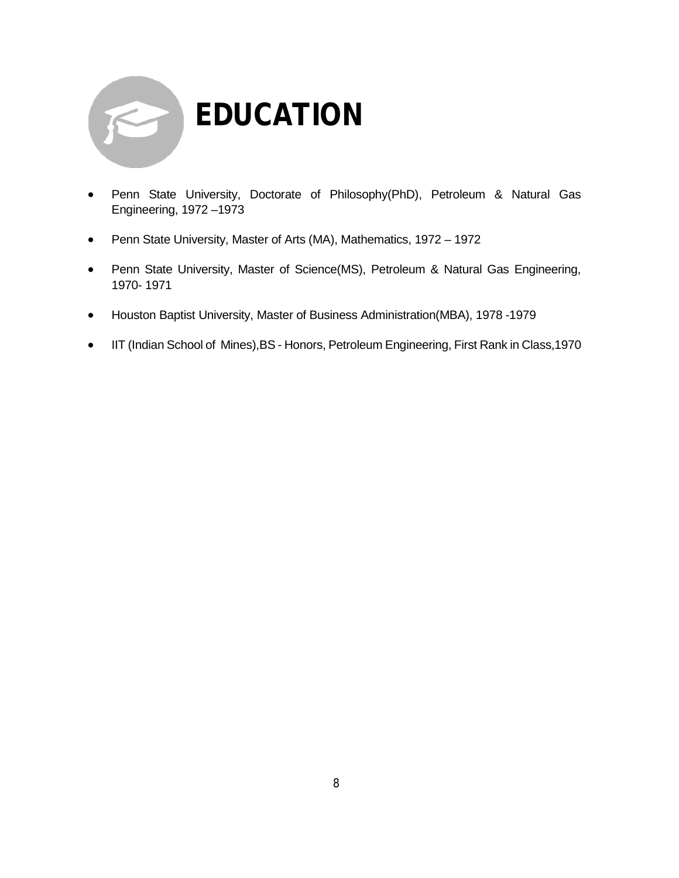# EDUCATION

- Penn State University, Doctorate of Philosophy(PhD), Petroleum & Natural Gas Engineering, 1972 –1973
- Penn State University, Master of Arts (MA), Mathematics, 1972 – 1972
- Penn State University, Master of Science(MS), Petroleum & Natural Gas Engineering, 1970- 1971
- Houston Baptist University, Master of Business Administration(MBA), 1978 -1979
- IIT (Indian School of Mines),BS - Honors, Petroleum Engineering, First Rank in Class,1970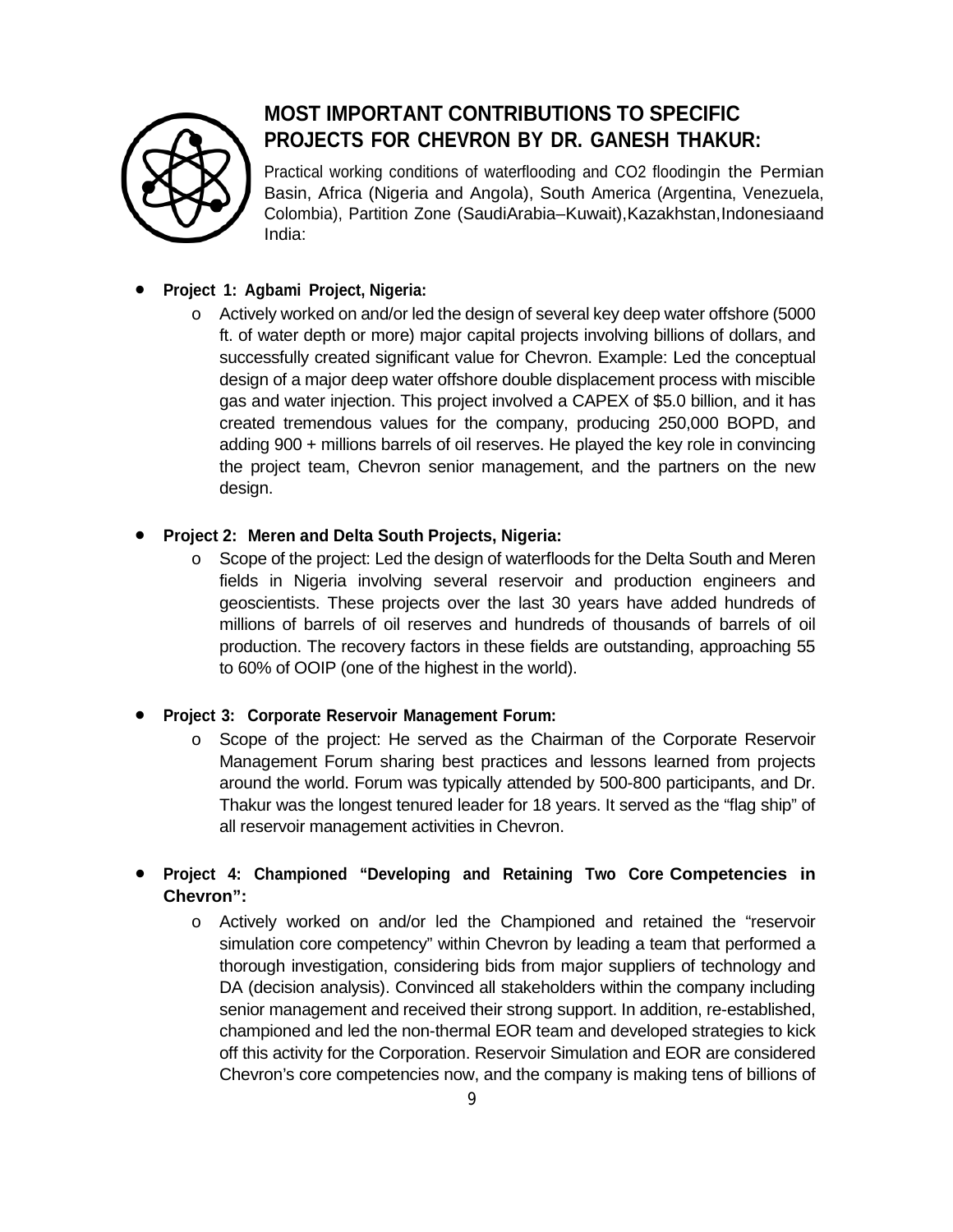## MOST IMPORTANT CONTRIBUTIONS TO SPECIFIC PROJECTS FOR CHEVRON BY DR. GANESH THAKUR:

Practical working conditions of waterflooding and $CO_2$ floodingin the Permian Basin, Africa (Nigeria and Angola), South America (Argentina, Venezuela, Colombia), Partition Zone (SaudiArabia–Kuwait),Kazakhstan,Indonesiaand India:

- **Project 1: Agbami Project, Nigeria:**
  - Actively worked on and/or led the design of several key deep water offshore (5000 ft. of water depth or more) major capital projects involving billions of dollars, and successfully created significant value for Chevron. Example: Led the conceptual design of a major deep water offshore double displacement process with miscible gas and water injection. This project involved a CAPEX of $5.0 billion, and it has created tremendous values for the company, producing 250,000 BOPD, and adding 900 + millions barrels of oil reserves. He played the key role in convincing the project team, Chevron senior management, and the partners on the new design.

- **Project 2: Meren and Delta South Projects, Nigeria:**
  - Scope of the project: Led the design of waterfloods for the Delta South and Meren fields in Nigeria involving several reservoir and production engineers and geoscientists. These projects over the last 30 years have added hundreds of millions of barrels of oil reserves and hundreds of thousands of barrels of oil production. The recovery factors in these fields are outstanding, approaching 55 to 60% of OOIP (one of the highest in the world).

- **Project 3: Corporate Reservoir Management Forum:**
  - Scope of the project: He served as the Chairman of the Corporate Reservoir Management Forum sharing best practices and lessons learned from projects around the world. Forum was typically attended by 500-800 participants, and Dr. Thakur was the longest tenured leader for 18 years. It served as the "flag ship" of all reservoir management activities in Chevron.

- **Project 4: Championed "Developing and Retaining Two Core Competencies in Chevron":**
  - Actively worked on and/or led the Championed and retained the "reservoir simulation core competency" within Chevron by leading a team that performed a thorough investigation, considering bids from major suppliers of technology and DA (decision analysis). Convinced all stakeholders within the company including senior management and received their strong support. In addition, re-established, championed and led the non-thermal EOR team and developed strategies to kick off this activity for the Corporation. Reservoir Simulation and EOR are considered Chevron's core competencies now, and the company is making tens of billions of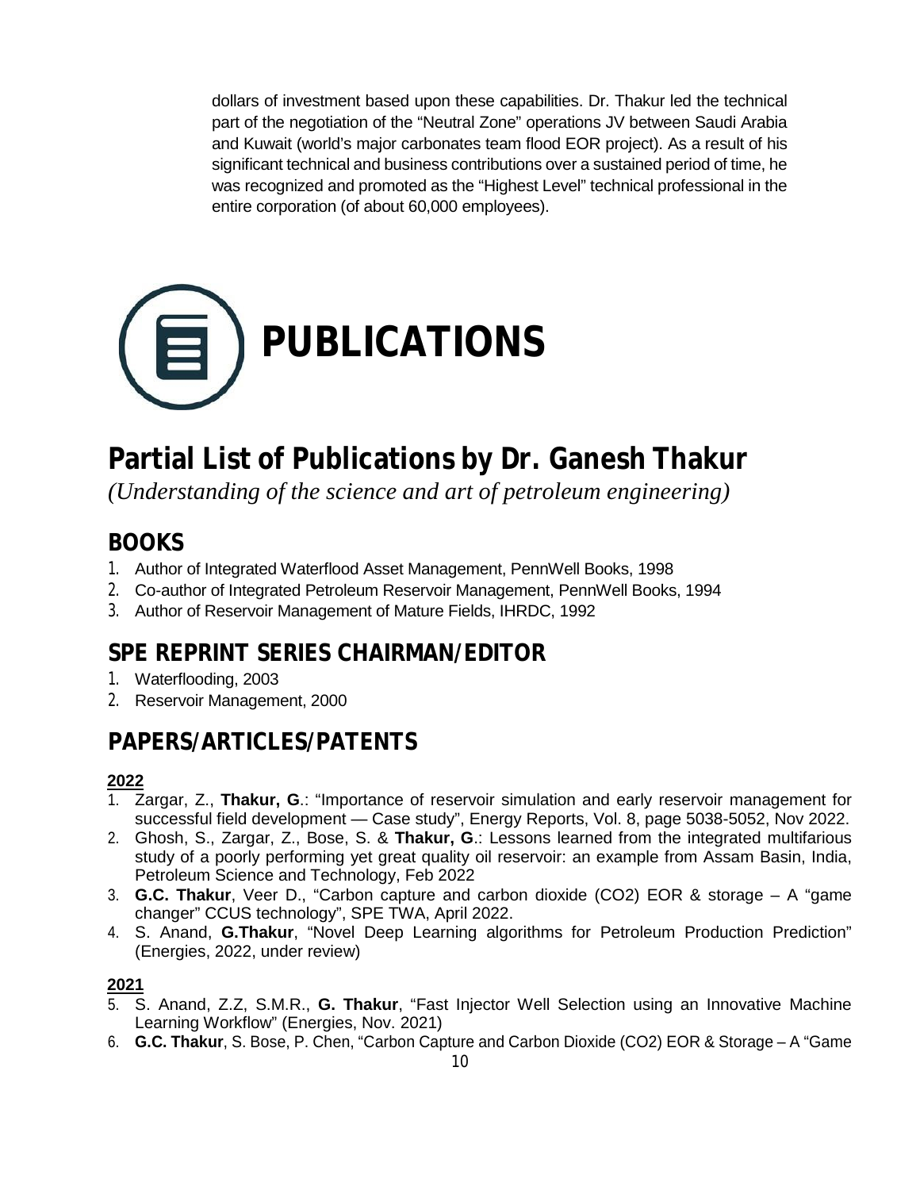dollars of investment based upon these capabilities. Dr. Thakur led the technical part of the negotiation of the "Neutral Zone" operations JV between Saudi Arabia and Kuwait (world's major carbonates team flood EOR project). As a result of his significant technical and business contributions over a sustained period of time, he was recognized and promoted as the "Highest Level" technical professional in the entire corporation (of about 60,000 employees).

# PUBLICATIONS

## Partial List of Publications by Dr. Ganesh Thakur

*(Understanding of the science and art of petroleum engineering)*

### BOOKS

1. Author of Integrated Waterflood Asset Management, PennWell Books, 1998
2. Co-author of Integrated Petroleum Reservoir Management, PennWell Books, 1994
3. Author of Reservoir Management of Mature Fields, IHRDC, 1992

### SPE REPRINT SERIES CHAIRMAN/EDITOR

1. Waterflooding, 2003
2. Reservoir Management, 2000

### PAPERS/ARTICLES/PATENTS

**2022**

1. Zargar, Z., **Thakur, G**.: "Importance of reservoir simulation and early reservoir management for successful field development — Case study", Energy Reports, Vol. 8, page 5038-5052, Nov 2022.
2. Ghosh, S., Zargar, Z., Bose, S. & **Thakur, G**.: Lessons learned from the integrated multifarious study of a poorly performing yet great quality oil reservoir: an example from Assam Basin, India, Petroleum Science and Technology, Feb 2022
3. **G.C. Thakur**, Veer D., "Carbon capture and carbon dioxide (CO2) EOR & storage – A "game changer" CCUS technology", SPE TWA, April 2022.
4. S. Anand, **G.Thakur**, "Novel Deep Learning algorithms for Petroleum Production Prediction" (Energies, 2022, under review)

**2021**

5. S. Anand, Z.Z, S.M.R., **G. Thakur**, "Fast Injector Well Selection using an Innovative Machine Learning Workflow" (Energies, Nov. 2021)
6. **G.C. Thakur**, S. Bose, P. Chen, "Carbon Capture and Carbon Dioxide (CO2) EOR & Storage – A "Game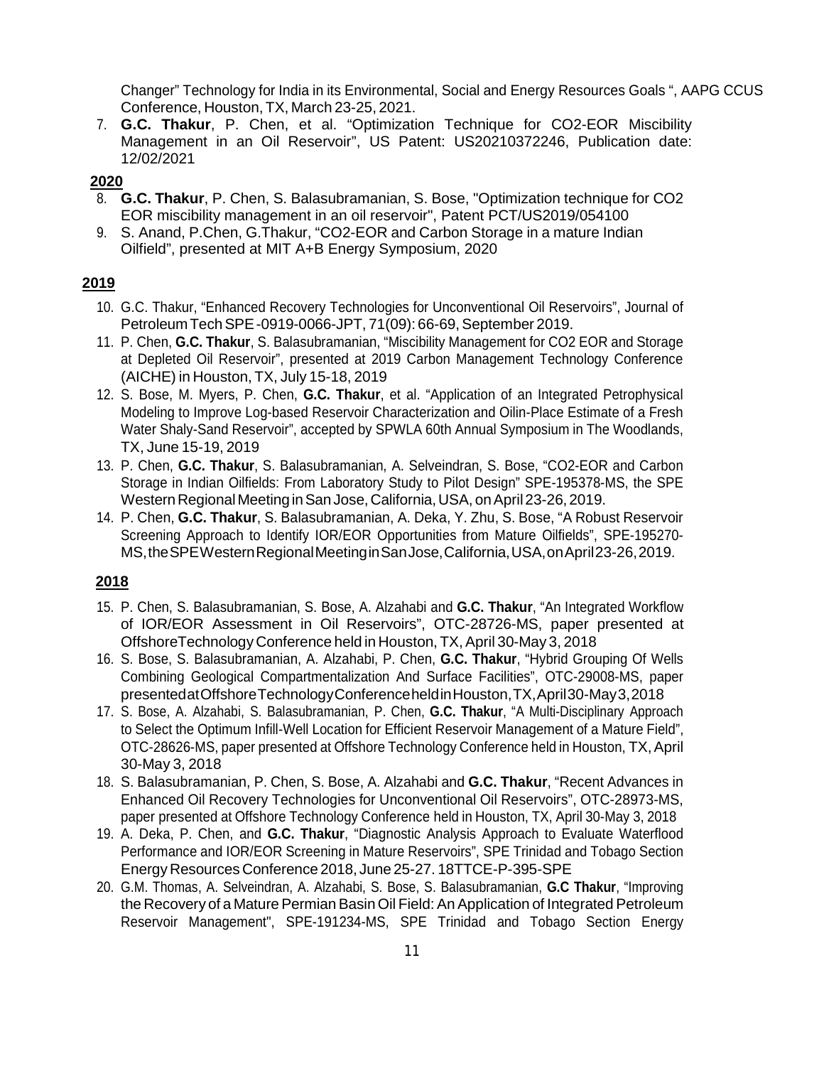Changer" Technology for India in its Environmental, Social and Energy Resources Goals ", AAPG CCUS Conference, Houston, TX, March 23-25, 2021.

7. **G.C. Thakur**, P. Chen, et al. "Optimization Technique for CO2-EOR Miscibility Management in an Oil Reservoir", US Patent: US20210372246, Publication date: 12/02/2021

**2020**

8. **G.C. Thakur**, P. Chen, S. Balasubramanian, S. Bose, "Optimization technique for CO2 EOR miscibility management in an oil reservoir", Patent PCT/US2019/054100
9. S. Anand, P.Chen, G.Thakur, "CO2-EOR and Carbon Storage in a mature Indian Oilfield", presented at MIT A+B Energy Symposium, 2020

**2019**

10. G.C. Thakur, "Enhanced Recovery Technologies for Unconventional Oil Reservoirs", Journal of Petroleum Tech SPE-0919-0066-JPT, 71(09): 66-69, September 2019.
11. P. Chen, **G.C. Thakur**, S. Balasubramanian, "Miscibility Management for CO2 EOR and Storage at Depleted Oil Reservoir", presented at 2019 Carbon Management Technology Conference (AICHE) in Houston, TX, July 15-18, 2019
12. S. Bose, M. Myers, P. Chen, **G.C. Thakur**, et al. "Application of an Integrated Petrophysical Modeling to Improve Log-based Reservoir Characterization and Oilin-Place Estimate of a Fresh Water Shaly-Sand Reservoir", accepted by SPWLA 60th Annual Symposium in The Woodlands, TX, June 15-19, 2019
13. P. Chen, **G.C. Thakur**, S. Balasubramanian, A. Selveindran, S. Bose, "CO2-EOR and Carbon Storage in Indian Oilfields: From Laboratory Study to Pilot Design" SPE-195378-MS, the SPE Western Regional Meeting in San Jose, California, USA, on April 23-26, 2019.
14. P. Chen, **G.C. Thakur**, S. Balasubramanian, A. Deka, Y. Zhu, S. Bose, "A Robust Reservoir Screening Approach to Identify IOR/EOR Opportunities from Mature Oilfields", SPE-195270-MS, the SPE Western Regional Meeting in San Jose, California, USA, on April 23-26, 2019.

**2018**

15. P. Chen, S. Balasubramanian, S. Bose, A. Alzahabi and **G.C. Thakur**, "An Integrated Workflow of IOR/EOR Assessment in Oil Reservoirs", OTC-28726-MS, paper presented at Offshore Technology Conference held in Houston, TX, April 30-May 3, 2018
16. S. Bose, S. Balasubramanian, A. Alzahabi, P. Chen, **G.C. Thakur**, "Hybrid Grouping Of Wells Combining Geological Compartmentalization And Surface Facilities", OTC-29008-MS, paper presented at Offshore Technology Conference held in Houston, TX, April 30-May 3, 2018
17. S. Bose, A. Alzahabi, S. Balasubramanian, P. Chen, **G.C. Thakur**, "A Multi-Disciplinary Approach to Select the Optimum Infill-Well Location for Efficient Reservoir Management of a Mature Field", OTC-28626-MS, paper presented at Offshore Technology Conference held in Houston, TX, April 30-May 3, 2018
18. S. Balasubramanian, P. Chen, S. Bose, A. Alzahabi and **G.C. Thakur**, "Recent Advances in Enhanced Oil Recovery Technologies for Unconventional Oil Reservoirs", OTC-28973-MS, paper presented at Offshore Technology Conference held in Houston, TX, April 30-May 3, 2018
19. A. Deka, P. Chen, and **G.C. Thakur**, "Diagnostic Analysis Approach to Evaluate Waterflood Performance and IOR/EOR Screening in Mature Reservoirs", SPE Trinidad and Tobago Section Energy Resources Conference 2018, June 25-27. 18TTCE-P-395-SPE
20. G.M. Thomas, A. Selveindran, A. Alzahabi, S. Bose, S. Balasubramanian, **G.C Thakur**, "Improving the Recovery of a Mature Permian Basin Oil Field: An Application of Integrated Petroleum Reservoir Management", SPE-191234-MS, SPE Trinidad and Tobago Section Energy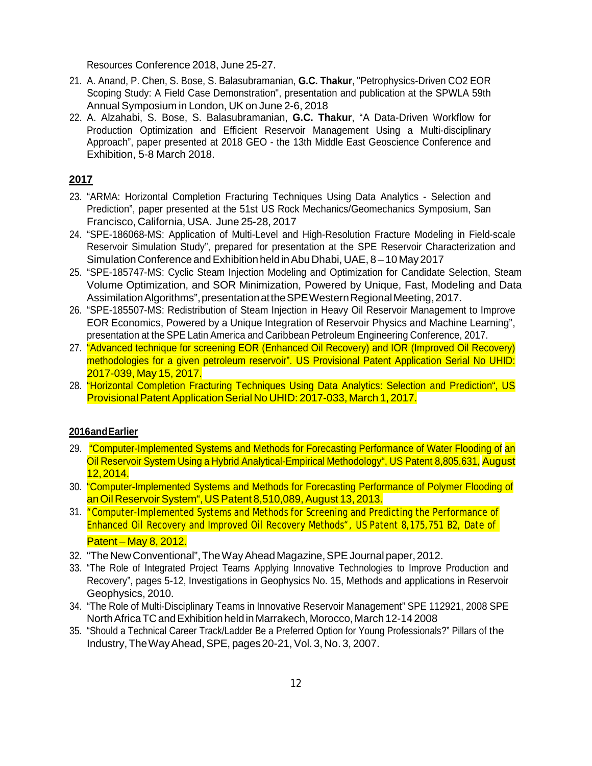Resources Conference 2018, June 25-27.

21. A. Anand, P. Chen, S. Bose, S. Balasubramanian, **G.C. Thakur**, "Petrophysics-Driven CO2 EOR Scoping Study: A Field Case Demonstration", presentation and publication at the SPWLA 59th Annual Symposium in London, UK on June 2-6, 2018
22. A. Alzahabi, S. Bose, S. Balasubramanian, **G.C. Thakur**, "A Data-Driven Workflow for Production Optimization and Efficient Reservoir Management Using a Multi-disciplinary Approach", paper presented at 2018 GEO - the 13th Middle East Geoscience Conference and Exhibition, 5-8 March 2018.

**2017**

23. "ARMA: Horizontal Completion Fracturing Techniques Using Data Analytics - Selection and Prediction", paper presented at the 51st US Rock Mechanics/Geomechanics Symposium, San Francisco, California, USA. June 25-28, 2017
24. "SPE-186068-MS: Application of Multi-Level and High-Resolution Fracture Modeling in Field-scale Reservoir Simulation Study", prepared for presentation at the SPE Reservoir Characterization and Simulation Conference and Exhibition held in Abu Dhabi, UAE, 8 – 10 May 2017
25. "SPE-185747-MS: Cyclic Steam Injection Modeling and Optimization for Candidate Selection, Steam Volume Optimization, and SOR Minimization, Powered by Unique, Fast, Modeling and Data Assimilation Algorithms", presentation at the SPE Western Regional Meeting, 2017.
26. "SPE-185507-MS: Redistribution of Steam Injection in Heavy Oil Reservoir Management to Improve EOR Economics, Powered by a Unique Integration of Reservoir Physics and Machine Learning", presentation at the SPE Latin America and Caribbean Petroleum Engineering Conference, 2017.
27. "Advanced technique for screening EOR (Enhanced Oil Recovery) and IOR (Improved Oil Recovery) methodologies for a given petroleum reservoir". US Provisional Patent Application Serial No UHID: 2017-039, May 15, 2017.
28. "Horizontal Completion Fracturing Techniques Using Data Analytics: Selection and Prediction", US Provisional Patent Application Serial No UHID: 2017-033, March 1, 2017.

**2016 and Earlier**

29. "Computer-Implemented Systems and Methods for Forecasting Performance of Water Flooding of an Oil Reservoir System Using a Hybrid Analytical-Empirical Methodology", US Patent 8,805,631, August 12, 2014.
30. "Computer-Implemented Systems and Methods for Forecasting Performance of Polymer Flooding of an Oil Reservoir System", US Patent 8,510,089, August 13, 2013.
31. "Computer-Implemented Systems and Methods for Screening and Predicting the Performance of Enhanced Oil Recovery and Improved Oil Recovery Methods", US Patent 8,175,751 B2, Date of Patent – May 8, 2012.
32. "The New Conventional", The Way Ahead Magazine, SPE Journal paper, 2012.
33. "The Role of Integrated Project Teams Applying Innovative Technologies to Improve Production and Recovery", pages 5-12, Investigations in Geophysics No. 15, Methods and applications in Reservoir Geophysics, 2010.
34. "The Role of Multi-Disciplinary Teams in Innovative Reservoir Management" SPE 112921, 2008 SPE North Africa TC and Exhibition held in Marrakech, Morocco, March 12-14 2008
35. "Should a Technical Career Track/Ladder Be a Preferred Option for Young Professionals?" Pillars of the Industry, The Way Ahead, SPE, pages 20-21, Vol. 3, No. 3, 2007.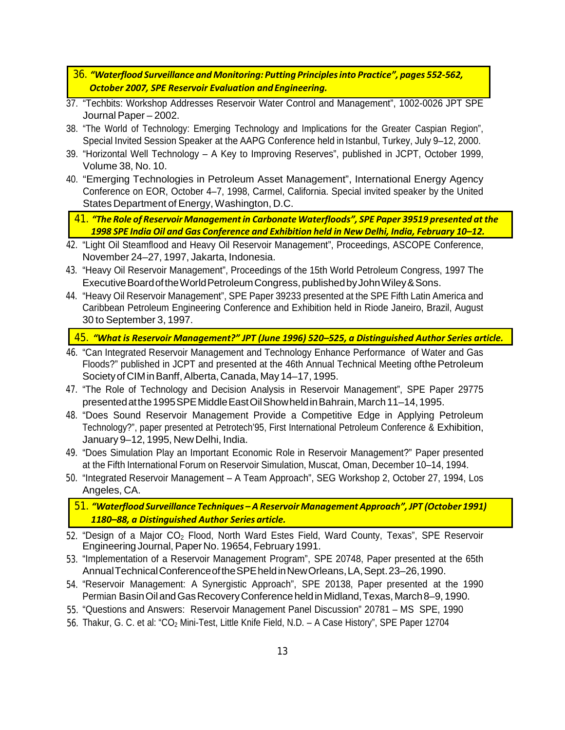36. ***"Waterflood Surveillance and Monitoring: Putting Principles into Practice", pages 552-562, October 2007, SPE Reservoir Evaluation and Engineering.***
37. "Techbits: Workshop Addresses Reservoir Water Control and Management", 1002-0026 JPT SPE Journal Paper – 2002.
38. "The World of Technology: Emerging Technology and Implications for the Greater Caspian Region", Special Invited Session Speaker at the AAPG Conference held in Istanbul, Turkey, July 9–12, 2000.
39. "Horizontal Well Technology – A Key to Improving Reserves", published in JCPT, October 1999, Volume 38, No. 10.
40. "Emerging Technologies in Petroleum Asset Management", International Energy Agency Conference on EOR, October 4–7, 1998, Carmel, California. Special invited speaker by the United States Department of Energy, Washington, D.C.
41. ***"The Role of Reservoir Management in Carbonate Waterfloods", SPE Paper 39519 presented at the 1998 SPE India Oil and Gas Conference and Exhibition held in New Delhi, India, February 10–12.***
42. "Light Oil Steamflood and Heavy Oil Reservoir Management", Proceedings, ASCOPE Conference, November 24–27, 1997, Jakarta, Indonesia.
43. "Heavy Oil Reservoir Management", Proceedings of the 15th World Petroleum Congress, 1997 The Executive Board of the World Petroleum Congress, published by John Wiley & Sons.
44. "Heavy Oil Reservoir Management", SPE Paper 39233 presented at the SPE Fifth Latin America and Caribbean Petroleum Engineering Conference and Exhibition held in Riode Janeiro, Brazil, August 30 to September 3, 1997.
45. ***"What is Reservoir Management?" JPT (June 1996) 520–525, a Distinguished Author Series article.***
46. "Can Integrated Reservoir Management and Technology Enhance Performance of Water and Gas Floods?" published in JCPT and presented at the 46th Annual Technical Meeting ofthe Petroleum Society of CIM in Banff, Alberta, Canada, May 14–17, 1995.
47. "The Role of Technology and Decision Analysis in Reservoir Management", SPE Paper 29775 presented at the 1995 SPE Middle East Oil Show held in Bahrain, March 11–14, 1995.
48. "Does Sound Reservoir Management Provide a Competitive Edge in Applying Petroleum Technology?", paper presented at Petrotech'95, First International Petroleum Conference & Exhibition, January 9–12, 1995, New Delhi, India.
49. "Does Simulation Play an Important Economic Role in Reservoir Management?" Paper presented at the Fifth International Forum on Reservoir Simulation, Muscat, Oman, December 10–14, 1994.
50. "Integrated Reservoir Management – A Team Approach", SEG Workshop 2, October 27, 1994, Los Angeles, CA.
51. ***"Waterflood Surveillance Techniques – A Reservoir Management Approach", JPT (October 1991) 1180–88, a Distinguished Author Series article.***
52. "Design of a Major $CO_2$ Flood, North Ward Estes Field, Ward County, Texas", SPE Reservoir Engineering Journal, Paper No. 19654, February 1991.
53. "Implementation of a Reservoir Management Program", SPE 20748, Paper presented at the 65th Annual Technical Conference of the SPE held in New Orleans, LA, Sept. 23–26, 1990.
54. "Reservoir Management: A Synergistic Approach", SPE 20138, Paper presented at the 1990 Permian Basin Oil and Gas Recovery Conference held in Midland, Texas, March 8–9, 1990.
55. "Questions and Answers: Reservoir Management Panel Discussion" 20781 – MS SPE, 1990
56. Thakur, G. C. et al: "$CO_2$ Mini-Test, Little Knife Field, N.D. – A Case History", SPE Paper 12704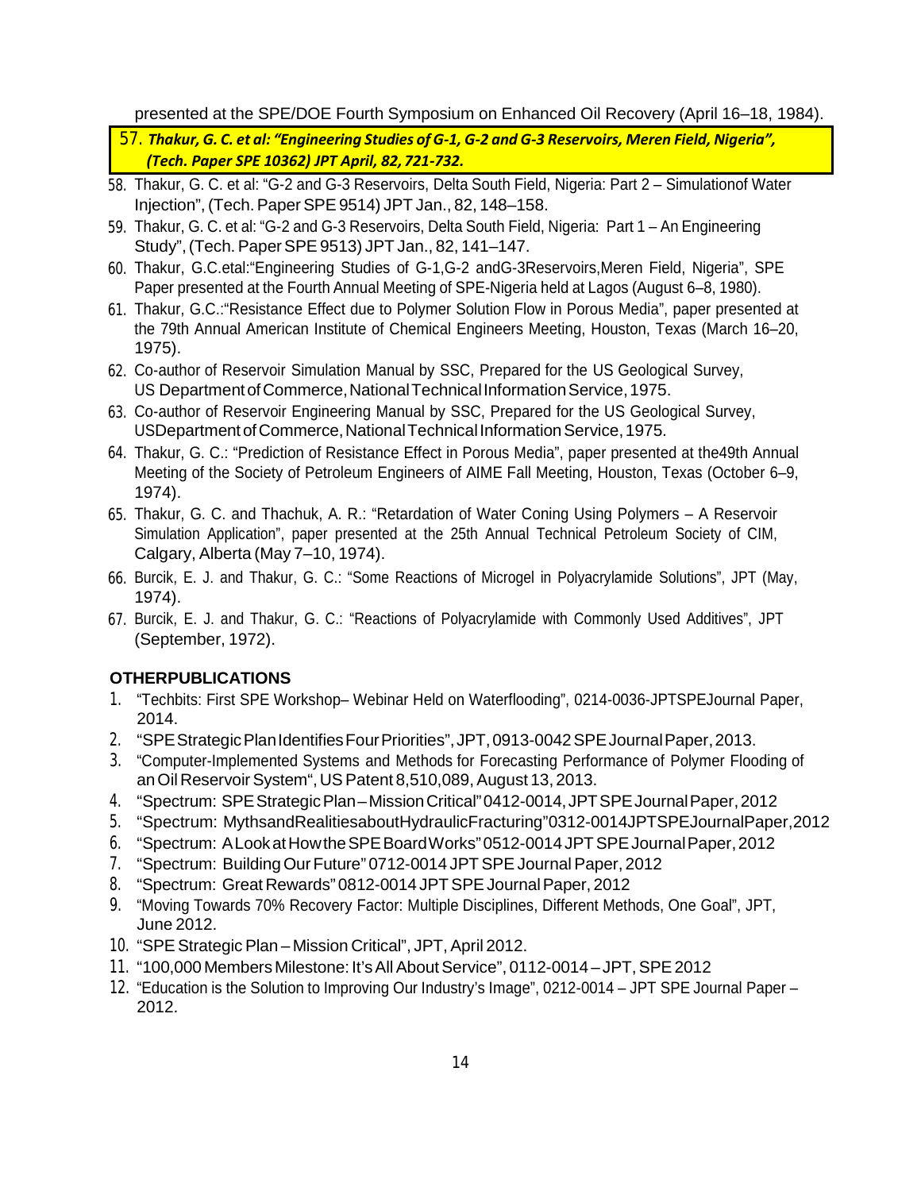presented at the SPE/DOE Fourth Symposium on Enhanced Oil Recovery (April 16–18, 1984).

57. ***Thakur, G. C. et al: "Engineering Studies of G-1, G-2 and G-3 Reservoirs, Meren Field, Nigeria", (Tech. Paper SPE 10362) JPT April, 82, 721-732.***
58. Thakur, G. C. et al: "G-2 and G-3 Reservoirs, Delta South Field, Nigeria: Part 2 – Simulationof Water Injection", (Tech. Paper SPE 9514) JPT Jan., 82, 148–158.
59. Thakur, G. C. et al: "G-2 and G-3 Reservoirs, Delta South Field, Nigeria: Part 1 – An Engineering Study", (Tech. Paper SPE 9513) JPT Jan., 82, 141–147.
60. Thakur, G.C.etal:"Engineering Studies of G-1,G-2 andG-3Reservoirs,Meren Field, Nigeria", SPE Paper presented at the Fourth Annual Meeting of SPE-Nigeria held at Lagos (August 6–8, 1980).
61. Thakur, G.C.:"Resistance Effect due to Polymer Solution Flow in Porous Media", paper presented at the 79th Annual American Institute of Chemical Engineers Meeting, Houston, Texas (March 16–20, 1975).
62. Co-author of Reservoir Simulation Manual by SSC, Prepared for the US Geological Survey, US Department of Commerce, National Technical Information Service, 1975.
63. Co-author of Reservoir Engineering Manual by SSC, Prepared for the US Geological Survey, USDepartment of Commerce, National Technical Information Service, 1975.
64. Thakur, G. C.: "Prediction of Resistance Effect in Porous Media", paper presented at the49th Annual Meeting of the Society of Petroleum Engineers of AIME Fall Meeting, Houston, Texas (October 6–9, 1974).
65. Thakur, G. C. and Thachuk, A. R.: "Retardation of Water Coning Using Polymers – A Reservoir Simulation Application", paper presented at the 25th Annual Technical Petroleum Society of CIM, Calgary, Alberta (May 7–10, 1974).
66. Burcik, E. J. and Thakur, G. C.: "Some Reactions of Microgel in Polyacrylamide Solutions", JPT (May, 1974).
67. Burcik, E. J. and Thakur, G. C.: "Reactions of Polyacrylamide with Commonly Used Additives", JPT (September, 1972).

**OTHERPUBLICATIONS**

1. "Techbits: First SPE Workshop– Webinar Held on Waterflooding", 0214-0036-JPTSPEJournal Paper, 2014.
2. "SPEStrategicPlanIdentifiesFourPriorities", JPT, 0913-0042 SPE Journal Paper, 2013.
3. "Computer-Implemented Systems and Methods for Forecasting Performance of Polymer Flooding of an Oil Reservoir System", US Patent 8,510,089, August 13, 2013.
4. "Spectrum: SPEStrategicPlan–MissionCritical" 0412-0014, JPT SPE Journal Paper, 2012
5. "Spectrum: MythsandRealitiesaboutHydraulicFracturing"0312-0014JPTSPEJournalPaper,2012
6. "Spectrum: ALookatHowtheSPEBoardWorks" 0512-0014 JPT SPE Journal Paper, 2012
7. "Spectrum: Building Our Future" 0712-0014 JPT SPE Journal Paper, 2012
8. "Spectrum: Great Rewards" 0812-0014 JPT SPE Journal Paper, 2012
9. "Moving Towards 70% Recovery Factor: Multiple Disciplines, Different Methods, One Goal", JPT, June 2012.
10. "SPE Strategic Plan – Mission Critical", JPT, April 2012.
11. "100,000 Members Milestone: It's All About Service", 0112-0014 – JPT, SPE 2012
12. "Education is the Solution to Improving Our Industry's Image", 0212-0014 – JPT SPE Journal Paper – 2012.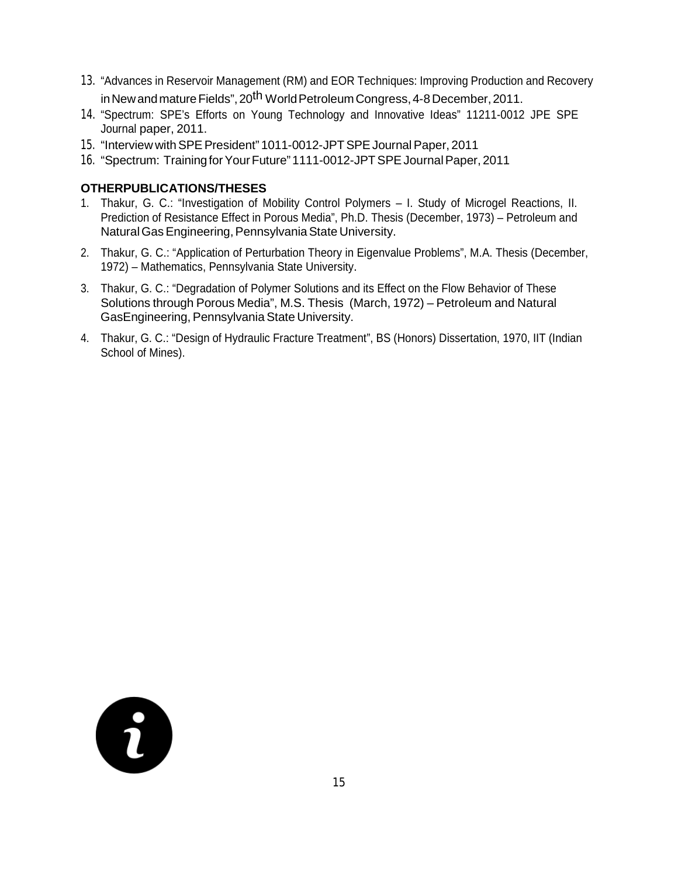13. "Advances in Reservoir Management (RM) and EOR Techniques: Improving Production and Recovery in New and mature Fields", 20th World Petroleum Congress, 4-8 December, 2011.
14. "Spectrum: SPE's Efforts on Young Technology and Innovative Ideas" 11211-0012 JPE SPE Journal paper, 2011.
15. "Interview with SPE President" 1011-0012-JPT SPE Journal Paper, 2011
16. "Spectrum: Training for Your Future" 1111-0012-JPT SPE Journal Paper, 2011

**OTHERPUBLICATIONS/THESES**

1. Thakur, G. C.: "Investigation of Mobility Control Polymers – I. Study of Microgel Reactions, II. Prediction of Resistance Effect in Porous Media", Ph.D. Thesis (December, 1973) – Petroleum and Natural Gas Engineering, Pennsylvania State University.
2. Thakur, G. C.: "Application of Perturbation Theory in Eigenvalue Problems", M.A. Thesis (December, 1972) – Mathematics, Pennsylvania State University.
3. Thakur, G. C.: "Degradation of Polymer Solutions and its Effect on the Flow Behavior of These Solutions through Porous Media", M.S. Thesis (March, 1972) – Petroleum and Natural GasEngineering, Pennsylvania State University.
4. Thakur, G. C.: "Design of Hydraulic Fracture Treatment", BS (Honors) Dissertation, 1970, IIT (Indian School of Mines).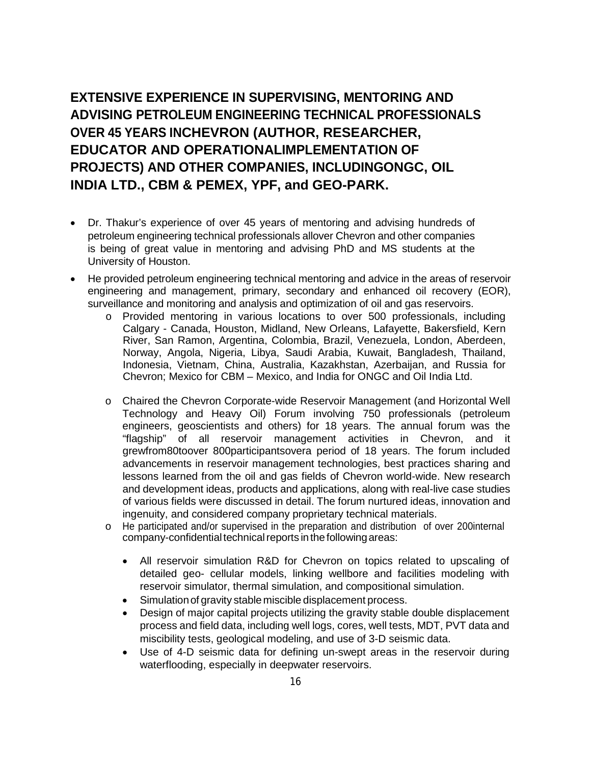## EXTENSIVE EXPERIENCE IN SUPERVISING, MENTORING AND ADVISING PETROLEUM ENGINEERING TECHNICAL PROFESSIONALS OVER 45 YEARS INCHEVRON (AUTHOR, RESEARCHER, EDUCATOR AND OPERATIONALIMPLEMENTATION OF PROJECTS) AND OTHER COMPANIES, INCLUDINGONGC, OIL INDIA LTD., CBM & PEMEX, YPF, and GEO-PARK.

- Dr. Thakur's experience of over 45 years of mentoring and advising hundreds of petroleum engineering technical professionals allover Chevron and other companies is being of great value in mentoring and advising PhD and MS students at the University of Houston.
- He provided petroleum engineering technical mentoring and advice in the areas of reservoir engineering and management, primary, secondary and enhanced oil recovery (EOR), surveillance and monitoring and analysis and optimization of oil and gas reservoirs.
  - Provided mentoring in various locations to over 500 professionals, including Calgary - Canada, Houston, Midland, New Orleans, Lafayette, Bakersfield, Kern River, San Ramon, Argentina, Colombia, Brazil, Venezuela, London, Aberdeen, Norway, Angola, Nigeria, Libya, Saudi Arabia, Kuwait, Bangladesh, Thailand, Indonesia, Vietnam, China, Australia, Kazakhstan, Azerbaijan, and Russia for Chevron; Mexico for CBM – Mexico, and India for ONGC and Oil India Ltd.
  - Chaired the Chevron Corporate-wide Reservoir Management (and Horizontal Well Technology and Heavy Oil) Forum involving 750 professionals (petroleum engineers, geoscientists and others) for 18 years. The annual forum was the "flagship" of all reservoir management activities in Chevron, and it grewfrom80toover 800participantsovera period of 18 years. The forum included advancements in reservoir management technologies, best practices sharing and lessons learned from the oil and gas fields of Chevron world-wide. New research and development ideas, products and applications, along with real-live case studies of various fields were discussed in detail. The forum nurtured ideas, innovation and ingenuity, and considered company proprietary technical materials.
  - He participated and/or supervised in the preparation and distribution of over 200internal company-confidential technical reports in the following areas:
    - All reservoir simulation R&D for Chevron on topics related to upscaling of detailed geo- cellular models, linking wellbore and facilities modeling with reservoir simulator, thermal simulation, and compositional simulation.
    - Simulation of gravity stable miscible displacement process.
    - Design of major capital projects utilizing the gravity stable double displacement process and field data, including well logs, cores, well tests, MDT, PVT data and miscibility tests, geological modeling, and use of 3-D seismic data.
    - Use of 4-D seismic data for defining un-swept areas in the reservoir during waterflooding, especially in deepwater reservoirs.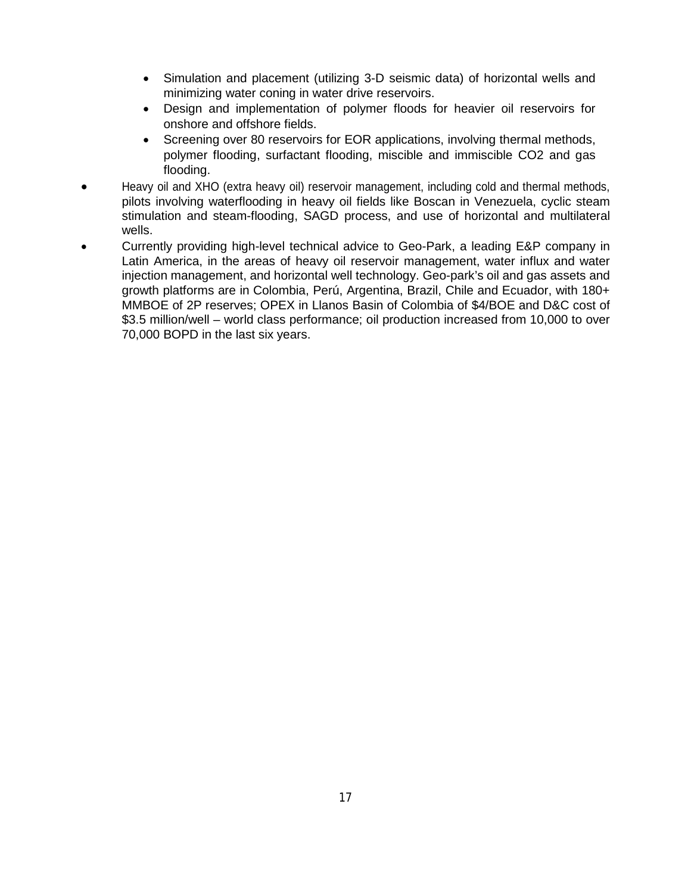- Simulation and placement (utilizing 3-D seismic data) of horizontal wells and minimizing water coning in water drive reservoirs.
  - Design and implementation of polymer floods for heavier oil reservoirs for onshore and offshore fields.
  - Screening over 80 reservoirs for EOR applications, involving thermal methods, polymer flooding, surfactant flooding, miscible and immiscible $CO_2$ and gas flooding.
- Heavy oil and XHO (extra heavy oil) reservoir management, including cold and thermal methods, pilots involving waterflooding in heavy oil fields like Boscan in Venezuela, cyclic steam stimulation and steam-flooding, SAGD process, and use of horizontal and multilateral wells.
- Currently providing high-level technical advice to Geo-Park, a leading E&P company in Latin America, in the areas of heavy oil reservoir management, water influx and water injection management, and horizontal well technology. Geo-park's oil and gas assets and growth platforms are in Colombia, Perú, Argentina, Brazil, Chile and Ecuador, with 180+ MMBOE of 2P reserves; OPEX in Llanos Basin of Colombia of $4/BOE and D&C cost of $3.5 million/well – world class performance; oil production increased from 10,000 to over 70,000 BOPD in the last six years.